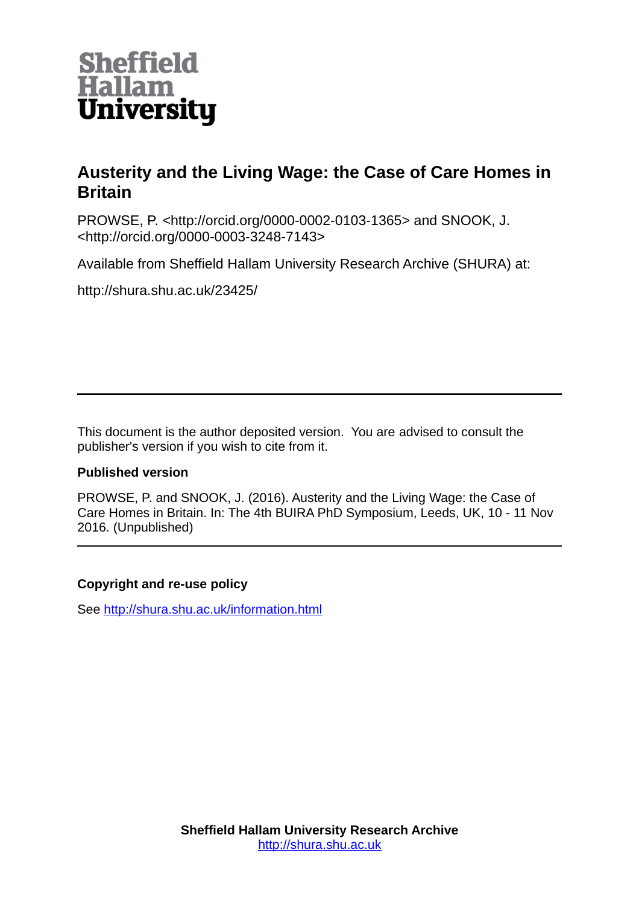Sheffield Hallam University

# Austerity and the Living Wage: the Case of Care Homes in Britain

PROWSE, P. <http://orcid.org/0000-0002-0103-1365> and SNOOK, J. <http://orcid.org/0000-0003-3248-7143>

Available from Sheffield Hallam University Research Archive (SHURA) at:

http://shura.shu.ac.uk/23425/

---

This document is the author deposited version. You are advised to consult the publisher's version if you wish to cite from it.

**Published version**

PROWSE, P. and SNOOK, J. (2016). Austerity and the Living Wage: the Case of Care Homes in Britain. In: The 4th BUIRA PhD Symposium, Leeds, UK, 10 - 11 Nov 2016. (Unpublished)

---

**Copyright and re-use policy**

See http://shura.shu.ac.uk/information.html

**Sheffield Hallam University Research Archive**
http://shura.shu.ac.uk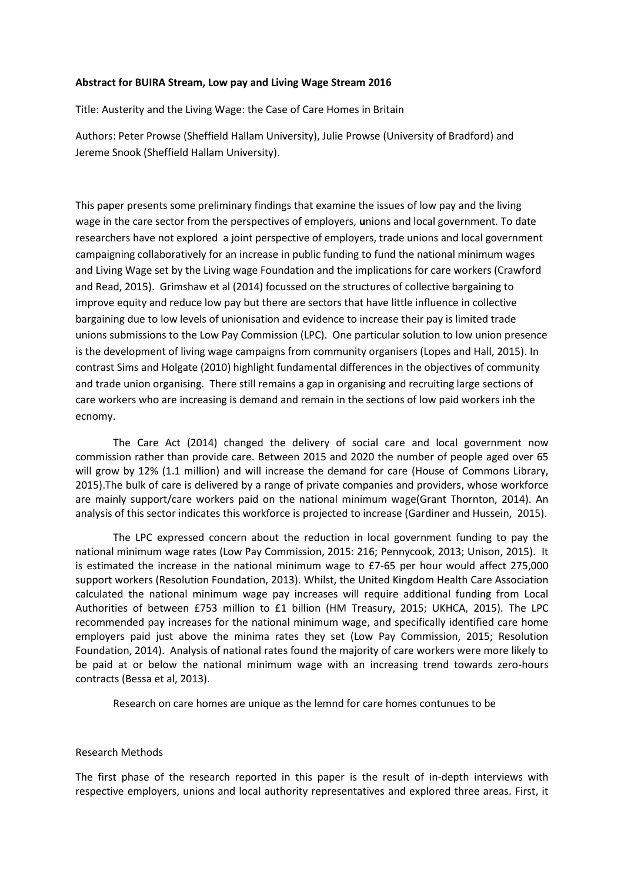**Abstract for BUIRA Stream, Low pay and Living Wage Stream 2016**

Title: Austerity and the Living Wage: the Case of Care Homes in Britain

Authors: Peter Prowse (Sheffield Hallam University), Julie Prowse (University of Bradford) and Jereme Snook (Sheffield Hallam University).

This paper presents some preliminary findings that examine the issues of low pay and the living wage in the care sector from the perspectives of employers, **u**nions and local government. To date researchers have not explored a joint perspective of employers, trade unions and local government campaigning collaboratively for an increase in public funding to fund the national minimum wages and Living Wage set by the Living wage Foundation and the implications for care workers (Crawford and Read, 2015). Grimshaw et al (2014) focussed on the structures of collective bargaining to improve equity and reduce low pay but there are sectors that have little influence in collective bargaining due to low levels of unionisation and evidence to increase their pay is limited trade unions submissions to the Low Pay Commission (LPC). One particular solution to low union presence is the development of living wage campaigns from community organisers (Lopes and Hall, 2015). In contrast Sims and Holgate (2010) highlight fundamental differences in the objectives of community and trade union organising. There still remains a gap in organising and recruiting large sections of care workers who are increasing is demand and remain in the sections of low paid workers inh the ecnomy.

The Care Act (2014) changed the delivery of social care and local government now commission rather than provide care. Between 2015 and 2020 the number of people aged over 65 will grow by 12% (1.1 million) and will increase the demand for care (House of Commons Library, 2015).The bulk of care is delivered by a range of private companies and providers, whose workforce are mainly support/care workers paid on the national minimum wage(Grant Thornton, 2014). An analysis of this sector indicates this workforce is projected to increase (Gardiner and Hussein, 2015).

The LPC expressed concern about the reduction in local government funding to pay the national minimum wage rates (Low Pay Commission, 2015: 216; Pennycook, 2013; Unison, 2015). It is estimated the increase in the national minimum wage to £7-65 per hour would affect 275,000 support workers (Resolution Foundation, 2013). Whilst, the United Kingdom Health Care Association calculated the national minimum wage pay increases will require additional funding from Local Authorities of between £753 million to £1 billion (HM Treasury, 2015; UKHCA, 2015). The LPC recommended pay increases for the national minimum wage, and specifically identified care home employers paid just above the minima rates they set (Low Pay Commission, 2015; Resolution Foundation, 2014). Analysis of national rates found the majority of care workers were more likely to be paid at or below the national minimum wage with an increasing trend towards zero-hours contracts (Bessa et al, 2013).

Research on care homes are unique as the lemnd for care homes contunues to be

Research Methods

The first phase of the research reported in this paper is the result of in-depth interviews with respective employers, unions and local authority representatives and explored three areas. First, it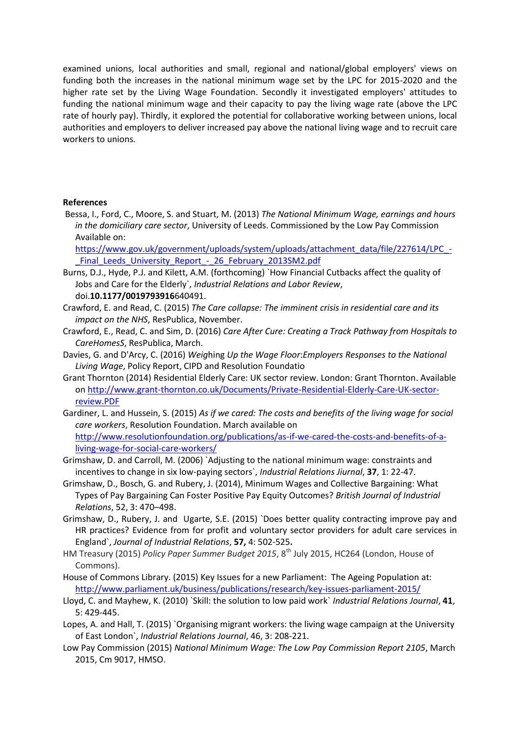examined unions, local authorities and small, regional and national/global employers' views on funding both the increases in the national minimum wage set by the LPC for 2015-2020 and the higher rate set by the Living Wage Foundation. Secondly it investigated employers' attitudes to funding the national minimum wage and their capacity to pay the living wage rate (above the LPC rate of hourly pay). Thirdly, it explored the potential for collaborative working between unions, local authorities and employers to deliver increased pay above the national living wage and to recruit care workers to unions.

**References**

Bessa, I., Ford, C., Moore, S. and Stuart, M. (2013) *The National Minimum Wage, earnings and hours in the domiciliary care sector*, University of Leeds. Commissioned by the Low Pay Commission Available on: https://www.gov.uk/government/uploads/system/uploads/attachment_data/file/227614/LPC_-_Final_Leeds_University_Report_-_26_February_2013SM2.pdf

Burns, D.J., Hyde, P.J. and Kilett, A.M. (forthcoming) `How Financial Cutbacks affect the quality of Jobs and Care for the Elderly`, *Industrial Relations and Labor Review*, doi.**10.1177/0019793916**640491.

Crawford, E. and Read, C. (2015) *The Care collapse: The imminent crisis in residential care and its impact on the NHS*, ResPublica, November.

Crawford, E., Read, C. and Sim, D. (2016) *Care After Cure: Creating a Track Pathway from Hospitals to CareHomesS*, ResPublica, March.

Davies, G. and D'Arcy, C. (2016) *Weighing Up the Wage Floor:Employers Responses to the National Living Wage*, Policy Report, CIPD and Resolution Foundatio

Grant Thornton (2014) Residential Elderly Care: UK sector review. London: Grant Thornton. Available on http://www.grant-thornton.co.uk/Documents/Private-Residential-Elderly-Care-UK-sector-review.PDF

Gardiner, L. and Hussein, S. (2015) *As if we cared: The costs and benefits of the living wage for social care workers*, Resolution Foundation. March available on http://www.resolutionfoundation.org/publications/as-if-we-cared-the-costs-and-benefits-of-a-living-wage-for-social-care-workers/

Grimshaw, D. and Carroll, M. (2006) `Adjusting to the national minimum wage: constraints and incentives to change in six low-paying sectors`, *Industrial Relations Jiurnal*, **37**, 1: 22-47.

Grimshaw, D., Bosch, G. and Rubery, J. (2014), Minimum Wages and Collective Bargaining: What Types of Pay Bargaining Can Foster Positive Pay Equity Outcomes? *British Journal of Industrial Relations*, 52, 3: 470–498.

Grimshaw, D., Rubery, J. and Ugarte, S.E. (2015) `Does better quality contracting improve pay and HR practices? Evidence from for profit and voluntary sector providers for adult care services in England`, *Journal of Industrial Relations*, **57,** 4: 502-525**.**

HM Treasury (2015) *Policy Paper Summer Budget 2015*, 8th July 2015, HC264 (London, House of Commons).

House of Commons Library. (2015) Key Issues for a new Parliament: The Ageing Population at: http://www.parliament.uk/business/publications/research/key-issues-parliament-2015/

Lloyd, C. and Mayhew, K. (2010) `Skill: the solution to low paid work` *Industrial Relations Journal*, **41**, 5: 429-445.

Lopes, A. and Hall, T. (2015) `Organising migrant workers: the living wage campaign at the University of East London`, *Industrial Relations Journal*, 46, 3: 208-221.

Low Pay Commission (2015) *National Minimum Wage: The Low Pay Commission Report 2105*, March 2015, Cm 9017, HMSO.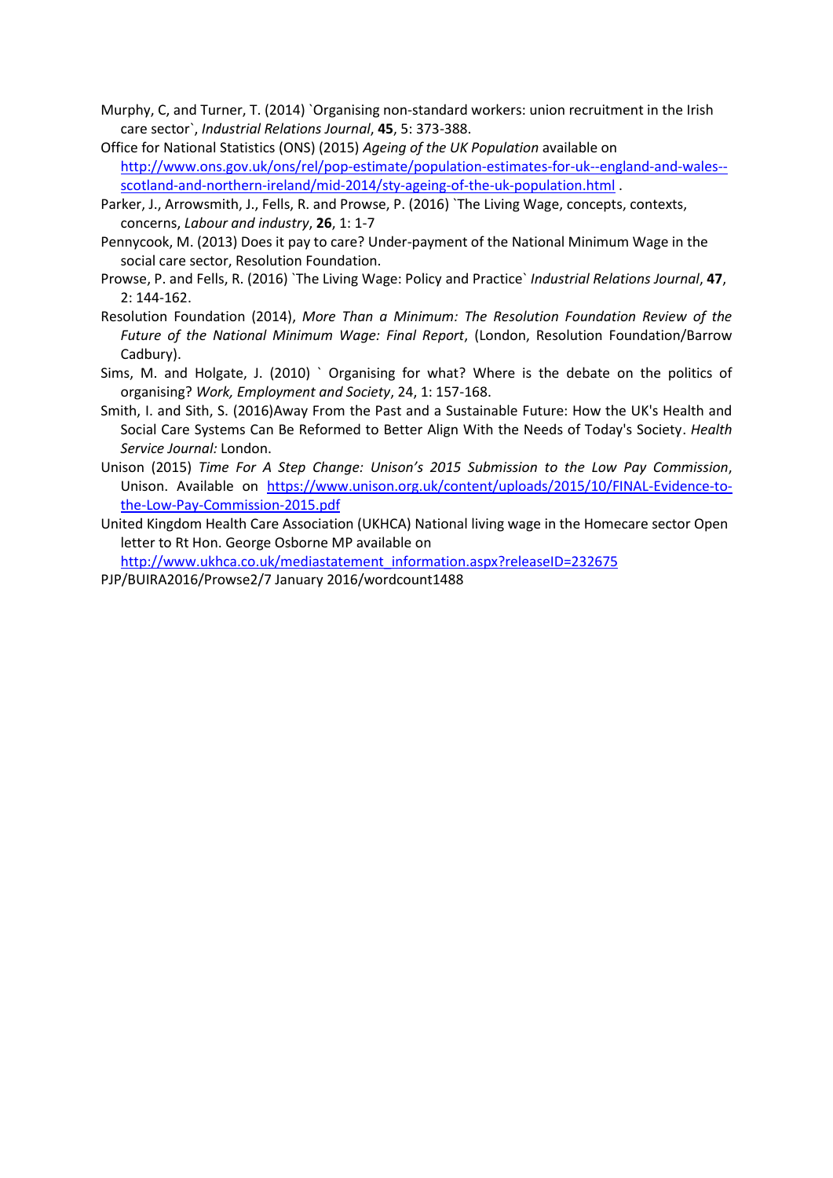Murphy, C, and Turner, T. (2014) `Organising non-standard workers: union recruitment in the Irish care sector`, *Industrial Relations Journal*, **45**, 5: 373-388.

Office for National Statistics (ONS) (2015) *Ageing of the UK Population* available on http://www.ons.gov.uk/ons/rel/pop-estimate/population-estimates-for-uk--england-and-wales--scotland-and-northern-ireland/mid-2014/sty-ageing-of-the-uk-population.html .

Parker, J., Arrowsmith, J., Fells, R. and Prowse, P. (2016) `The Living Wage, concepts, contexts, concerns, *Labour and industry*, **26**, 1: 1-7

Pennycook, M. (2013) Does it pay to care? Under-payment of the National Minimum Wage in the social care sector, Resolution Foundation.

Prowse, P. and Fells, R. (2016) `The Living Wage: Policy and Practice` *Industrial Relations Journal*, **47**, 2: 144-162.

Resolution Foundation (2014), *More Than a Minimum: The Resolution Foundation Review of the Future of the National Minimum Wage: Final Report*, (London, Resolution Foundation/Barrow Cadbury).

Sims, M. and Holgate, J. (2010) ` Organising for what? Where is the debate on the politics of organising? *Work, Employment and Society*, 24, 1: 157-168.

Smith, I. and Sith, S. (2016)Away From the Past and a Sustainable Future: How the UK's Health and Social Care Systems Can Be Reformed to Better Align With the Needs of Today's Society. *Health Service Journal:* London.

Unison (2015) *Time For A Step Change: Unison's 2015 Submission to the Low Pay Commission*, Unison. Available on https://www.unison.org.uk/content/uploads/2015/10/FINAL-Evidence-to-the-Low-Pay-Commission-2015.pdf

United Kingdom Health Care Association (UKHCA) National living wage in the Homecare sector Open letter to Rt Hon. George Osborne MP available on http://www.ukhca.co.uk/mediastatement_information.aspx?releaseID=232675

PJP/BUIRA2016/Prowse2/7 January 2016/wordcount1488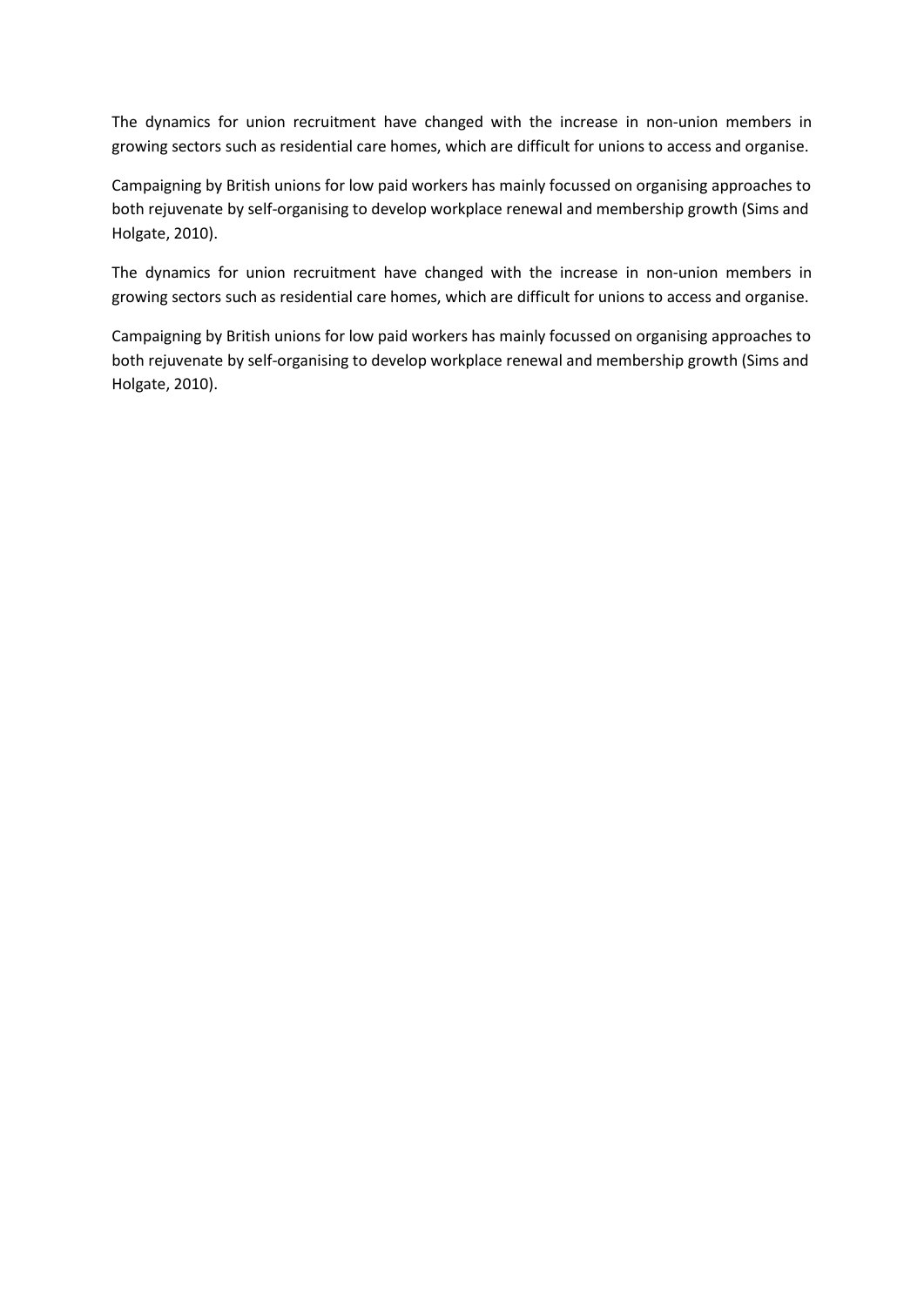The dynamics for union recruitment have changed with the increase in non-union members in growing sectors such as residential care homes, which are difficult for unions to access and organise.

Campaigning by British unions for low paid workers has mainly focussed on organising approaches to both rejuvenate by self-organising to develop workplace renewal and membership growth (Sims and Holgate, 2010).

The dynamics for union recruitment have changed with the increase in non-union members in growing sectors such as residential care homes, which are difficult for unions to access and organise.

Campaigning by British unions for low paid workers has mainly focussed on organising approaches to both rejuvenate by self-organising to develop workplace renewal and membership growth (Sims and Holgate, 2010).